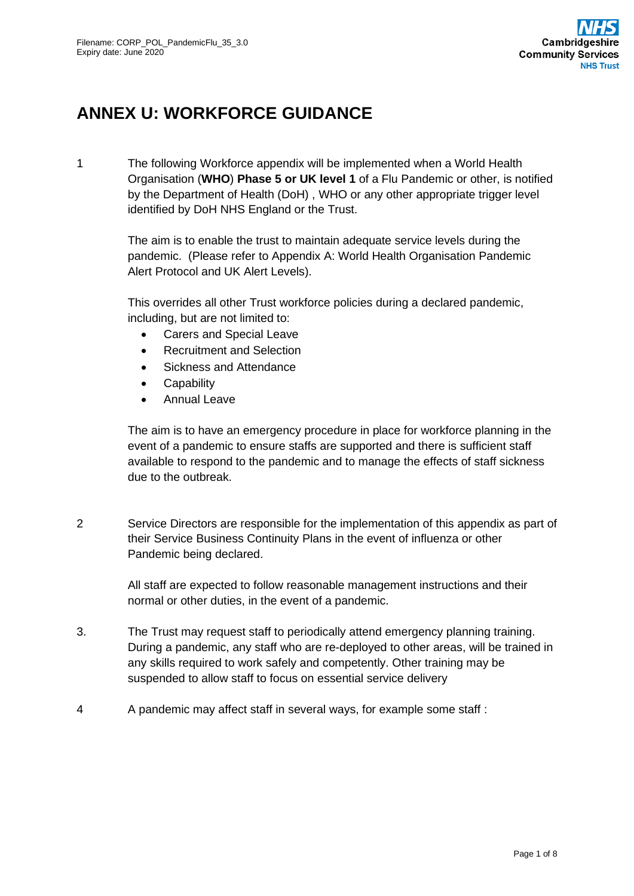# ANNEX U: WORKFORCE GUIDANCE

1 The following Workforce appendix will be implemented when a World Health Organisation (**WHO**) **Phase 5 or UK level 1** of a Flu Pandemic or other, is notified by the Department of Health (DoH) , WHO or any other appropriate trigger level identified by DoH NHS England or the Trust.

The aim is to enable the trust to maintain adequate service levels during the pandemic. (Please refer to Appendix A: World Health Organisation Pandemic Alert Protocol and UK Alert Levels).

This overrides all other Trust workforce policies during a declared pandemic, including, but are not limited to:

- Carers and Special Leave
- Recruitment and Selection
- Sickness and Attendance
- Capability
- Annual Leave

The aim is to have an emergency procedure in place for workforce planning in the event of a pandemic to ensure staffs are supported and there is sufficient staff available to respond to the pandemic and to manage the effects of staff sickness due to the outbreak.

2 Service Directors are responsible for the implementation of this appendix as part of their Service Business Continuity Plans in the event of influenza or other Pandemic being declared.

All staff are expected to follow reasonable management instructions and their normal or other duties, in the event of a pandemic.

3. The Trust may request staff to periodically attend emergency planning training. During a pandemic, any staff who are re-deployed to other areas, will be trained in any skills required to work safely and competently. Other training may be suspended to allow staff to focus on essential service delivery

4 A pandemic may affect staff in several ways, for example some staff :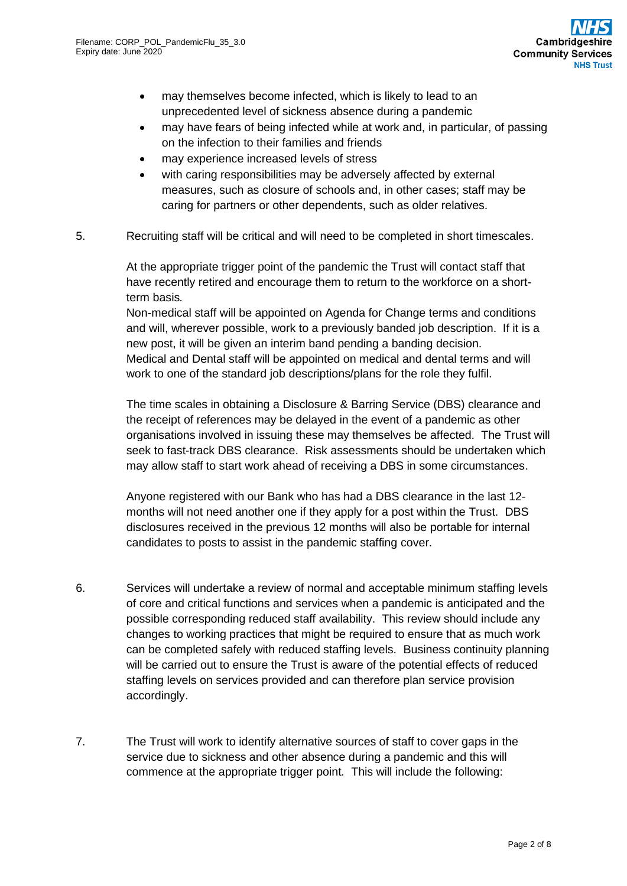- may themselves become infected, which is likely to lead to an unprecedented level of sickness absence during a pandemic
- may have fears of being infected while at work and, in particular, of passing on the infection to their families and friends
- may experience increased levels of stress
- with caring responsibilities may be adversely affected by external measures, such as closure of schools and, in other cases; staff may be caring for partners or other dependents, such as older relatives.

5. Recruiting staff will be critical and will need to be completed in short timescales.

   At the appropriate trigger point of the pandemic the Trust will contact staff that have recently retired and encourage them to return to the workforce on a short-term basis.
   Non-medical staff will be appointed on Agenda for Change terms and conditions and will, wherever possible, work to a previously banded job description. If it is a new post, it will be given an interim band pending a banding decision.
   Medical and Dental staff will be appointed on medical and dental terms and will work to one of the standard job descriptions/plans for the role they fulfil.

   The time scales in obtaining a Disclosure & Barring Service (DBS) clearance and the receipt of references may be delayed in the event of a pandemic as other organisations involved in issuing these may themselves be affected. The Trust will seek to fast-track DBS clearance. Risk assessments should be undertaken which may allow staff to start work ahead of receiving a DBS in some circumstances.

   Anyone registered with our Bank who has had a DBS clearance in the last 12-months will not need another one if they apply for a post within the Trust. DBS disclosures received in the previous 12 months will also be portable for internal candidates to posts to assist in the pandemic staffing cover.

6. Services will undertake a review of normal and acceptable minimum staffing levels of core and critical functions and services when a pandemic is anticipated and the possible corresponding reduced staff availability. This review should include any changes to working practices that might be required to ensure that as much work can be completed safely with reduced staffing levels. Business continuity planning will be carried out to ensure the Trust is aware of the potential effects of reduced staffing levels on services provided and can therefore plan service provision accordingly.

7. The Trust will work to identify alternative sources of staff to cover gaps in the service due to sickness and other absence during a pandemic and this will commence at the appropriate trigger point. This will include the following: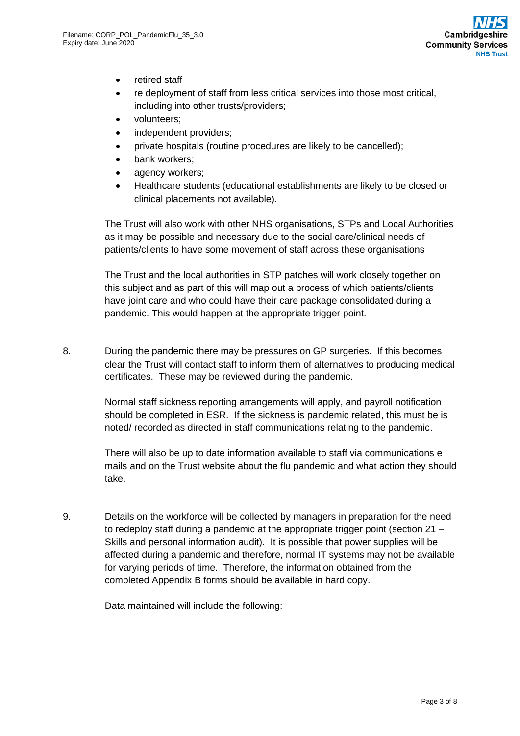- retired staff
- re deployment of staff from less critical services into those most critical, including into other trusts/providers;
- volunteers;
- independent providers;
- private hospitals (routine procedures are likely to be cancelled);
- bank workers;
- agency workers;
- Healthcare students (educational establishments are likely to be closed or clinical placements not available).

The Trust will also work with other NHS organisations, STPs and Local Authorities as it may be possible and necessary due to the social care/clinical needs of patients/clients to have some movement of staff across these organisations

The Trust and the local authorities in STP patches will work closely together on this subject and as part of this will map out a process of which patients/clients have joint care and who could have their care package consolidated during a pandemic. This would happen at the appropriate trigger point.

8. During the pandemic there may be pressures on GP surgeries. If this becomes clear the Trust will contact staff to inform them of alternatives to producing medical certificates. These may be reviewed during the pandemic.

   Normal staff sickness reporting arrangements will apply, and payroll notification should be completed in ESR. If the sickness is pandemic related, this must be is noted/ recorded as directed in staff communications relating to the pandemic.

   There will also be up to date information available to staff via communications e mails and on the Trust website about the flu pandemic and what action they should take.

9. Details on the workforce will be collected by managers in preparation for the need to redeploy staff during a pandemic at the appropriate trigger point (section 21 – Skills and personal information audit). It is possible that power supplies will be affected during a pandemic and therefore, normal IT systems may not be available for varying periods of time. Therefore, the information obtained from the completed Appendix B forms should be available in hard copy.

   Data maintained will include the following: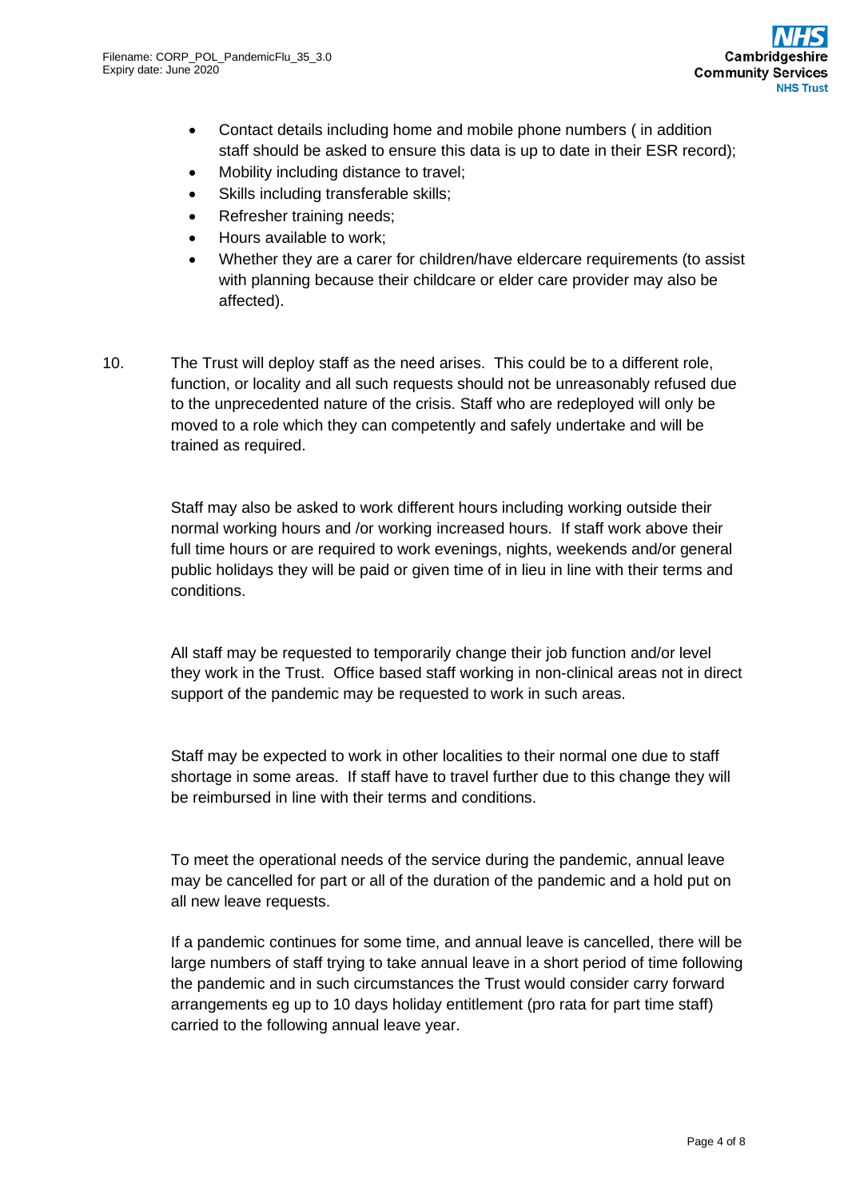- Contact details including home and mobile phone numbers ( in addition staff should be asked to ensure this data is up to date in their ESR record);
- Mobility including distance to travel;
- Skills including transferable skills;
- Refresher training needs;
- Hours available to work;
- Whether they are a carer for children/have eldercare requirements (to assist with planning because their childcare or elder care provider may also be affected).

10. The Trust will deploy staff as the need arises. This could be to a different role, function, or locality and all such requests should not be unreasonably refused due to the unprecedented nature of the crisis. Staff who are redeployed will only be moved to a role which they can competently and safely undertake and will be trained as required.

    Staff may also be asked to work different hours including working outside their normal working hours and /or working increased hours. If staff work above their full time hours or are required to work evenings, nights, weekends and/or general public holidays they will be paid or given time of in lieu in line with their terms and conditions.

    All staff may be requested to temporarily change their job function and/or level they work in the Trust. Office based staff working in non-clinical areas not in direct support of the pandemic may be requested to work in such areas.

    Staff may be expected to work in other localities to their normal one due to staff shortage in some areas. If staff have to travel further due to this change they will be reimbursed in line with their terms and conditions.

    To meet the operational needs of the service during the pandemic, annual leave may be cancelled for part or all of the duration of the pandemic and a hold put on all new leave requests.

    If a pandemic continues for some time, and annual leave is cancelled, there will be large numbers of staff trying to take annual leave in a short period of time following the pandemic and in such circumstances the Trust would consider carry forward arrangements eg up to 10 days holiday entitlement (pro rata for part time staff) carried to the following annual leave year.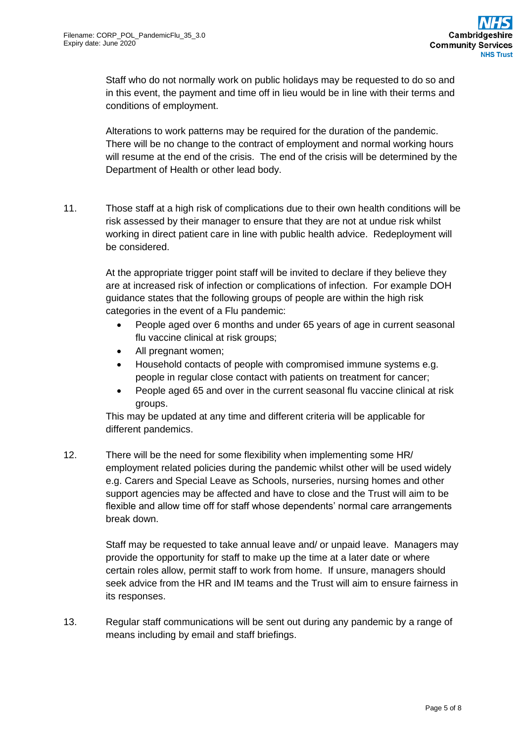Staff who do not normally work on public holidays may be requested to do so and in this event, the payment and time off in lieu would be in line with their terms and conditions of employment.

Alterations to work patterns may be required for the duration of the pandemic. There will be no change to the contract of employment and normal working hours will resume at the end of the crisis. The end of the crisis will be determined by the Department of Health or other lead body.

11. Those staff at a high risk of complications due to their own health conditions will be risk assessed by their manager to ensure that they are not at undue risk whilst working in direct patient care in line with public health advice. Redeployment will be considered.

    At the appropriate trigger point staff will be invited to declare if they believe they are at increased risk of infection or complications of infection. For example DOH guidance states that the following groups of people are within the high risk categories in the event of a Flu pandemic:

    - People aged over 6 months and under 65 years of age in current seasonal flu vaccine clinical at risk groups;
    - All pregnant women;
    - Household contacts of people with compromised immune systems e.g. people in regular close contact with patients on treatment for cancer;
    - People aged 65 and over in the current seasonal flu vaccine clinical at risk groups.

    This may be updated at any time and different criteria will be applicable for different pandemics.

12. There will be the need for some flexibility when implementing some HR/ employment related policies during the pandemic whilst other will be used widely e.g. Carers and Special Leave as Schools, nurseries, nursing homes and other support agencies may be affected and have to close and the Trust will aim to be flexible and allow time off for staff whose dependents' normal care arrangements break down.

    Staff may be requested to take annual leave and/ or unpaid leave. Managers may provide the opportunity for staff to make up the time at a later date or where certain roles allow, permit staff to work from home. If unsure, managers should seek advice from the HR and IM teams and the Trust will aim to ensure fairness in its responses.

13. Regular staff communications will be sent out during any pandemic by a range of means including by email and staff briefings.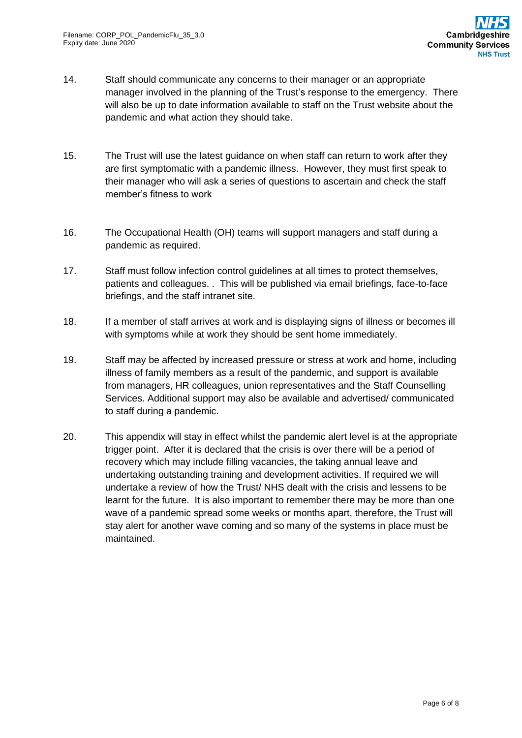14. Staff should communicate any concerns to their manager or an appropriate manager involved in the planning of the Trust's response to the emergency. There will also be up to date information available to staff on the Trust website about the pandemic and what action they should take.

15. The Trust will use the latest guidance on when staff can return to work after they are first symptomatic with a pandemic illness. However, they must first speak to their manager who will ask a series of questions to ascertain and check the staff member's fitness to work

16. The Occupational Health (OH) teams will support managers and staff during a pandemic as required.

17. Staff must follow infection control guidelines at all times to protect themselves, patients and colleagues. . This will be published via email briefings, face-to-face briefings, and the staff intranet site.

18. If a member of staff arrives at work and is displaying signs of illness or becomes ill with symptoms while at work they should be sent home immediately.

19. Staff may be affected by increased pressure or stress at work and home, including illness of family members as a result of the pandemic, and support is available from managers, HR colleagues, union representatives and the Staff Counselling Services. Additional support may also be available and advertised/ communicated to staff during a pandemic.

20. This appendix will stay in effect whilst the pandemic alert level is at the appropriate trigger point. After it is declared that the crisis is over there will be a period of recovery which may include filling vacancies, the taking annual leave and undertaking outstanding training and development activities. If required we will undertake a review of how the Trust/ NHS dealt with the crisis and lessens to be learnt for the future. It is also important to remember there may be more than one wave of a pandemic spread some weeks or months apart, therefore, the Trust will stay alert for another wave coming and so many of the systems in place must be maintained.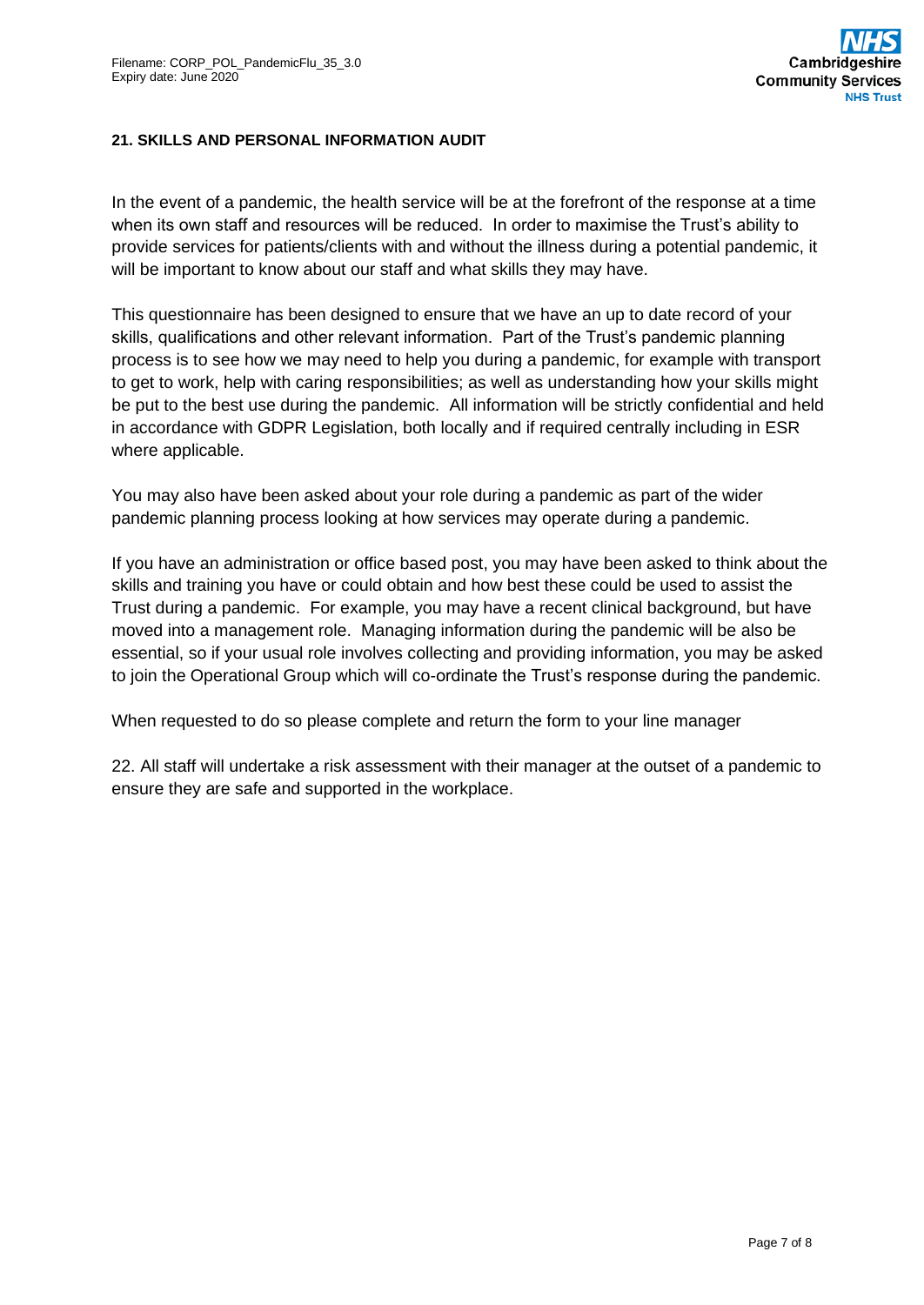## 21. SKILLS AND PERSONAL INFORMATION AUDIT

In the event of a pandemic, the health service will be at the forefront of the response at a time when its own staff and resources will be reduced. In order to maximise the Trust's ability to provide services for patients/clients with and without the illness during a potential pandemic, it will be important to know about our staff and what skills they may have.

This questionnaire has been designed to ensure that we have an up to date record of your skills, qualifications and other relevant information. Part of the Trust's pandemic planning process is to see how we may need to help you during a pandemic, for example with transport to get to work, help with caring responsibilities; as well as understanding how your skills might be put to the best use during the pandemic. All information will be strictly confidential and held in accordance with GDPR Legislation, both locally and if required centrally including in ESR where applicable.

You may also have been asked about your role during a pandemic as part of the wider pandemic planning process looking at how services may operate during a pandemic.

If you have an administration or office based post, you may have been asked to think about the skills and training you have or could obtain and how best these could be used to assist the Trust during a pandemic. For example, you may have a recent clinical background, but have moved into a management role. Managing information during the pandemic will be also be essential, so if your usual role involves collecting and providing information, you may be asked to join the Operational Group which will co-ordinate the Trust's response during the pandemic.

When requested to do so please complete and return the form to your line manager

22. All staff will undertake a risk assessment with their manager at the outset of a pandemic to ensure they are safe and supported in the workplace.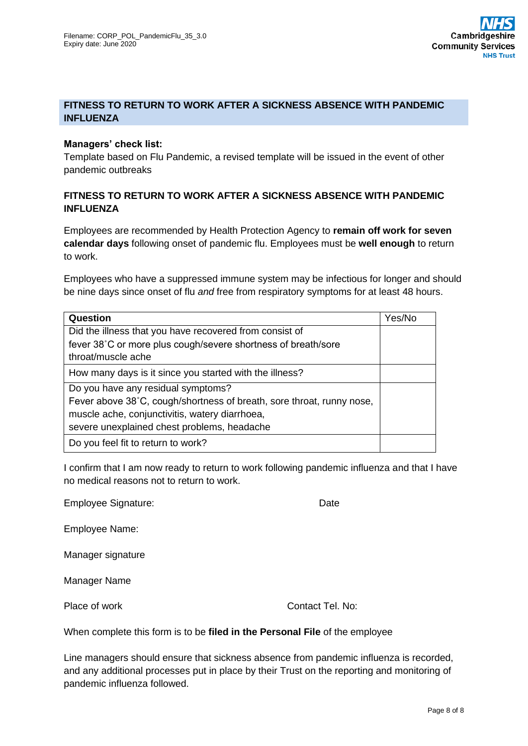## FITNESS TO RETURN TO WORK AFTER A SICKNESS ABSENCE WITH PANDEMIC INFLUENZA

**Managers' check list:**
Template based on Flu Pandemic, a revised template will be issued in the event of other pandemic outbreaks

**FITNESS TO RETURN TO WORK AFTER A SICKNESS ABSENCE WITH PANDEMIC INFLUENZA**

Employees are recommended by Health Protection Agency to **remain off work for seven calendar days** following onset of pandemic flu. Employees must be **well enough** to return to work.

Employees who have a suppressed immune system may be infectious for longer and should be nine days since onset of flu *and* free from respiratory symptoms for at least 48 hours.

| Question | Yes/No |
|---|---|
| Did the illness that you have recovered from consist of fever 38˚C or more plus cough/severe shortness of breath/sore throat/muscle ache | |
| How many days is it since you started with the illness? | |
| Do you have any residual symptoms? Fever above 38˚C, cough/shortness of breath, sore throat, runny nose, muscle ache, conjunctivitis, watery diarrhoea, severe unexplained chest problems, headache | |
| Do you feel fit to return to work? | |

I confirm that I am now ready to return to work following pandemic influenza and that I have no medical reasons not to return to work.

Employee Signature: Date

Employee Name:

Manager signature

Manager Name

Place of work Contact Tel. No:

When complete this form is to be **filed in the Personal File** of the employee

Line managers should ensure that sickness absence from pandemic influenza is recorded, and any additional processes put in place by their Trust on the reporting and monitoring of pandemic influenza followed.